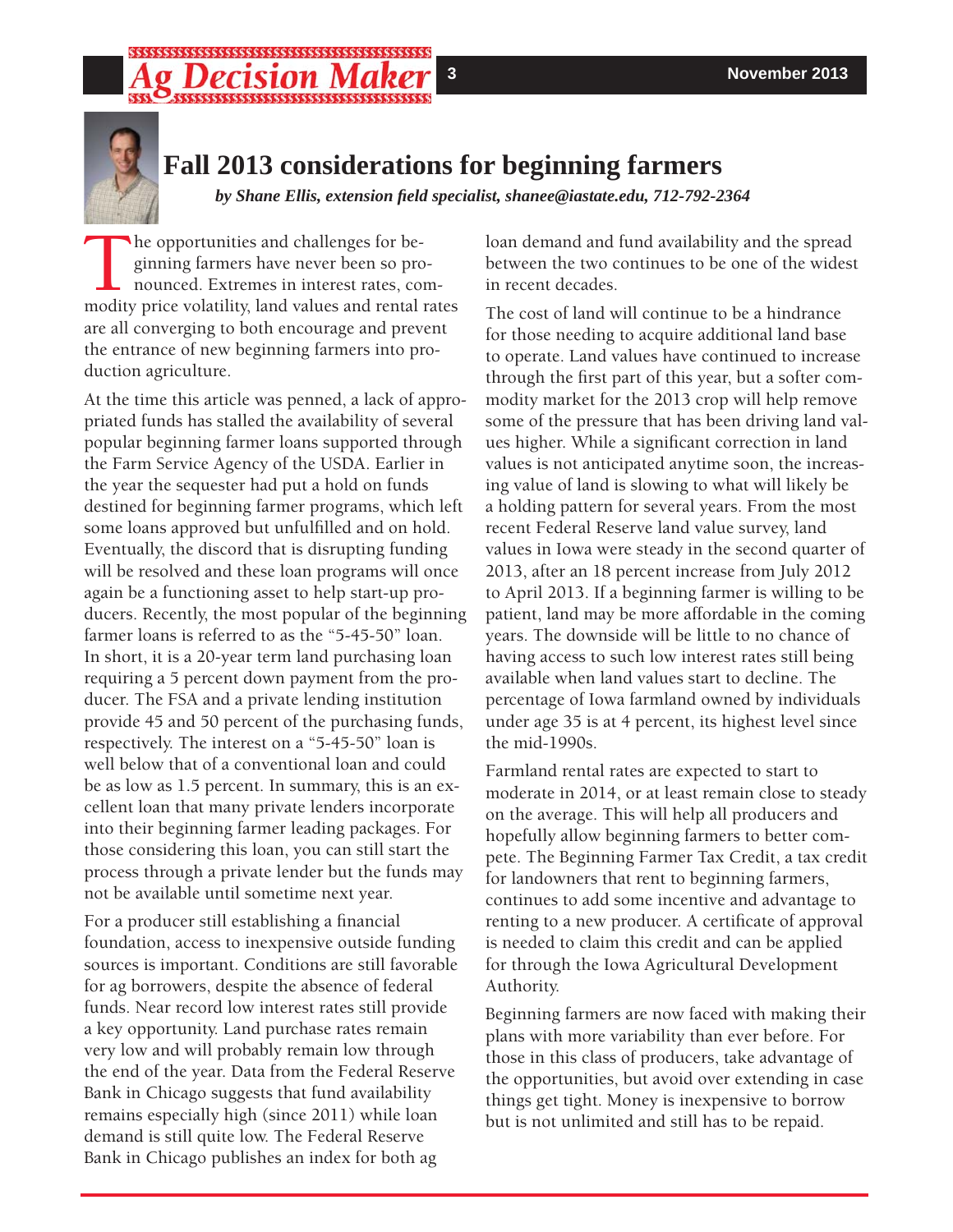# Fall 2013 considerations for beginning farmers

*by Shane Ellis, extension field specialist, shanee@iastate.edu, 712-792-2364*

The opportunities and challenges for beginning farmers have never been so pronounced. Extremes in interest rates, commodity price volatility, land values and rental rates are all converging to both encourage and prevent the entrance of new beginning farmers into production agriculture.

At the time this article was penned, a lack of appropriated funds has stalled the availability of several popular beginning farmer loans supported through the Farm Service Agency of the USDA. Earlier in the year the sequester had put a hold on funds destined for beginning farmer programs, which left some loans approved but unfulfilled and on hold. Eventually, the discord that is disrupting funding will be resolved and these loan programs will once again be a functioning asset to help start-up producers. Recently, the most popular of the beginning farmer loans is referred to as the "5-45-50" loan. In short, it is a 20-year term land purchasing loan requiring a 5 percent down payment from the producer. The FSA and a private lending institution provide 45 and 50 percent of the purchasing funds, respectively. The interest on a "5-45-50" loan is well below that of a conventional loan and could be as low as 1.5 percent. In summary, this is an excellent loan that many private lenders incorporate into their beginning farmer leading packages. For those considering this loan, you can still start the process through a private lender but the funds may not be available until sometime next year.

For a producer still establishing a financial foundation, access to inexpensive outside funding sources is important. Conditions are still favorable for ag borrowers, despite the absence of federal funds. Near record low interest rates still provide a key opportunity. Land purchase rates remain very low and will probably remain low through the end of the year. Data from the Federal Reserve Bank in Chicago suggests that fund availability remains especially high (since 2011) while loan demand is still quite low. The Federal Reserve Bank in Chicago publishes an index for both ag loan demand and fund availability and the spread between the two continues to be one of the widest in recent decades.

The cost of land will continue to be a hindrance for those needing to acquire additional land base to operate. Land values have continued to increase through the first part of this year, but a softer commodity market for the 2013 crop will help remove some of the pressure that has been driving land values higher. While a significant correction in land values is not anticipated anytime soon, the increasing value of land is slowing to what will likely be a holding pattern for several years. From the most recent Federal Reserve land value survey, land values in Iowa were steady in the second quarter of 2013, after an 18 percent increase from July 2012 to April 2013. If a beginning farmer is willing to be patient, land may be more affordable in the coming years. The downside will be little to no chance of having access to such low interest rates still being available when land values start to decline. The percentage of Iowa farmland owned by individuals under age 35 is at 4 percent, its highest level since the mid-1990s.

Farmland rental rates are expected to start to moderate in 2014, or at least remain close to steady on the average. This will help all producers and hopefully allow beginning farmers to better compete. The Beginning Farmer Tax Credit, a tax credit for landowners that rent to beginning farmers, continues to add some incentive and advantage to renting to a new producer. A certificate of approval is needed to claim this credit and can be applied for through the Iowa Agricultural Development Authority.

Beginning farmers are now faced with making their plans with more variability than ever before. For those in this class of producers, take advantage of the opportunities, but avoid over extending in case things get tight. Money is inexpensive to borrow but is not unlimited and still has to be repaid.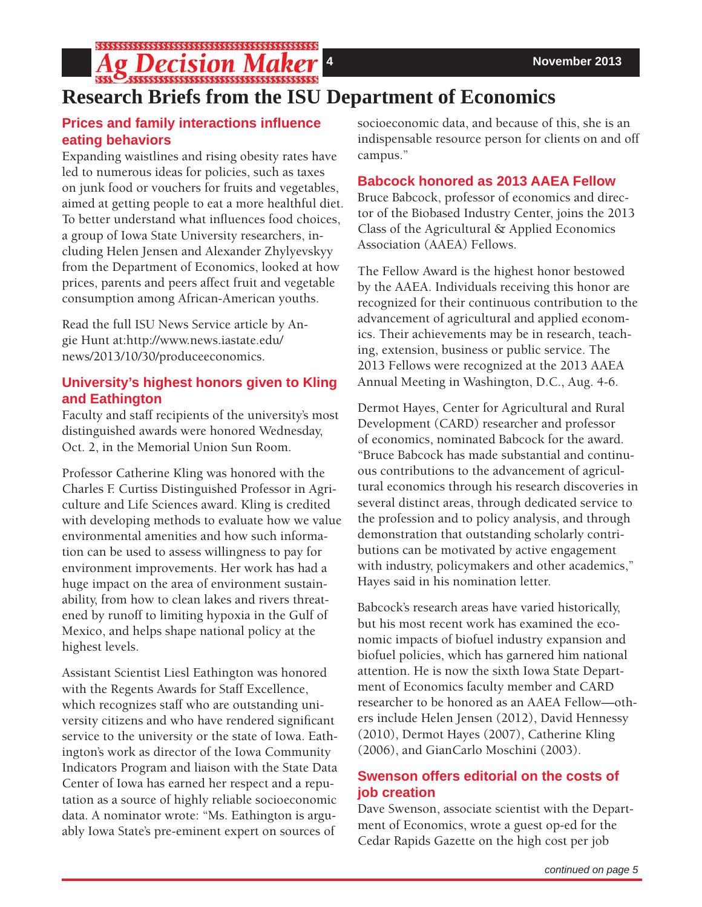# Research Briefs from the ISU Department of Economics

## Prices and family interactions influence eating behaviors

Expanding waistlines and rising obesity rates have led to numerous ideas for policies, such as taxes on junk food or vouchers for fruits and vegetables, aimed at getting people to eat a more healthful diet. To better understand what influences food choices, a group of Iowa State University researchers, including Helen Jensen and Alexander Zhylyevskyy from the Department of Economics, looked at how prices, parents and peers affect fruit and vegetable consumption among African-American youths.

Read the full ISU News Service article by Angie Hunt at:http://www.news.iastate.edu/news/2013/10/30/produceeconomics.

## University's highest honors given to Kling and Eathington

Faculty and staff recipients of the university's most distinguished awards were honored Wednesday, Oct. 2, in the Memorial Union Sun Room.

Professor Catherine Kling was honored with the Charles F. Curtiss Distinguished Professor in Agriculture and Life Sciences award. Kling is credited with developing methods to evaluate how we value environmental amenities and how such information can be used to assess willingness to pay for environment improvements. Her work has had a huge impact on the area of environment sustainability, from how to clean lakes and rivers threatened by runoff to limiting hypoxia in the Gulf of Mexico, and helps shape national policy at the highest levels.

Assistant Scientist Liesl Eathington was honored with the Regents Awards for Staff Excellence, which recognizes staff who are outstanding university citizens and who have rendered significant service to the university or the state of Iowa. Eathington's work as director of the Iowa Community Indicators Program and liaison with the State Data Center of Iowa has earned her respect and a reputation as a source of highly reliable socioeconomic data. A nominator wrote: "Ms. Eathington is arguably Iowa State's pre-eminent expert on sources of socioeconomic data, and because of this, she is an indispensable resource person for clients on and off campus."

## Babcock honored as 2013 AAEA Fellow

Bruce Babcock, professor of economics and director of the Biobased Industry Center, joins the 2013 Class of the Agricultural & Applied Economics Association (AAEA) Fellows.

The Fellow Award is the highest honor bestowed by the AAEA. Individuals receiving this honor are recognized for their continuous contribution to the advancement of agricultural and applied economics. Their achievements may be in research, teaching, extension, business or public service. The 2013 Fellows were recognized at the 2013 AAEA Annual Meeting in Washington, D.C., Aug. 4-6.

Dermot Hayes, Center for Agricultural and Rural Development (CARD) researcher and professor of economics, nominated Babcock for the award. "Bruce Babcock has made substantial and continuous contributions to the advancement of agricultural economics through his research discoveries in several distinct areas, through dedicated service to the profession and to policy analysis, and through demonstration that outstanding scholarly contributions can be motivated by active engagement with industry, policymakers and other academics," Hayes said in his nomination letter.

Babcock's research areas have varied historically, but his most recent work has examined the economic impacts of biofuel industry expansion and biofuel policies, which has garnered him national attention. He is now the sixth Iowa State Department of Economics faculty member and CARD researcher to be honored as an AAEA Fellow—others include Helen Jensen (2012), David Hennessy (2010), Dermot Hayes (2007), Catherine Kling (2006), and GianCarlo Moschini (2003).

## Swenson offers editorial on the costs of job creation

Dave Swenson, associate scientist with the Department of Economics, wrote a guest op-ed for the Cedar Rapids Gazette on the high cost per job

*continued on page 5*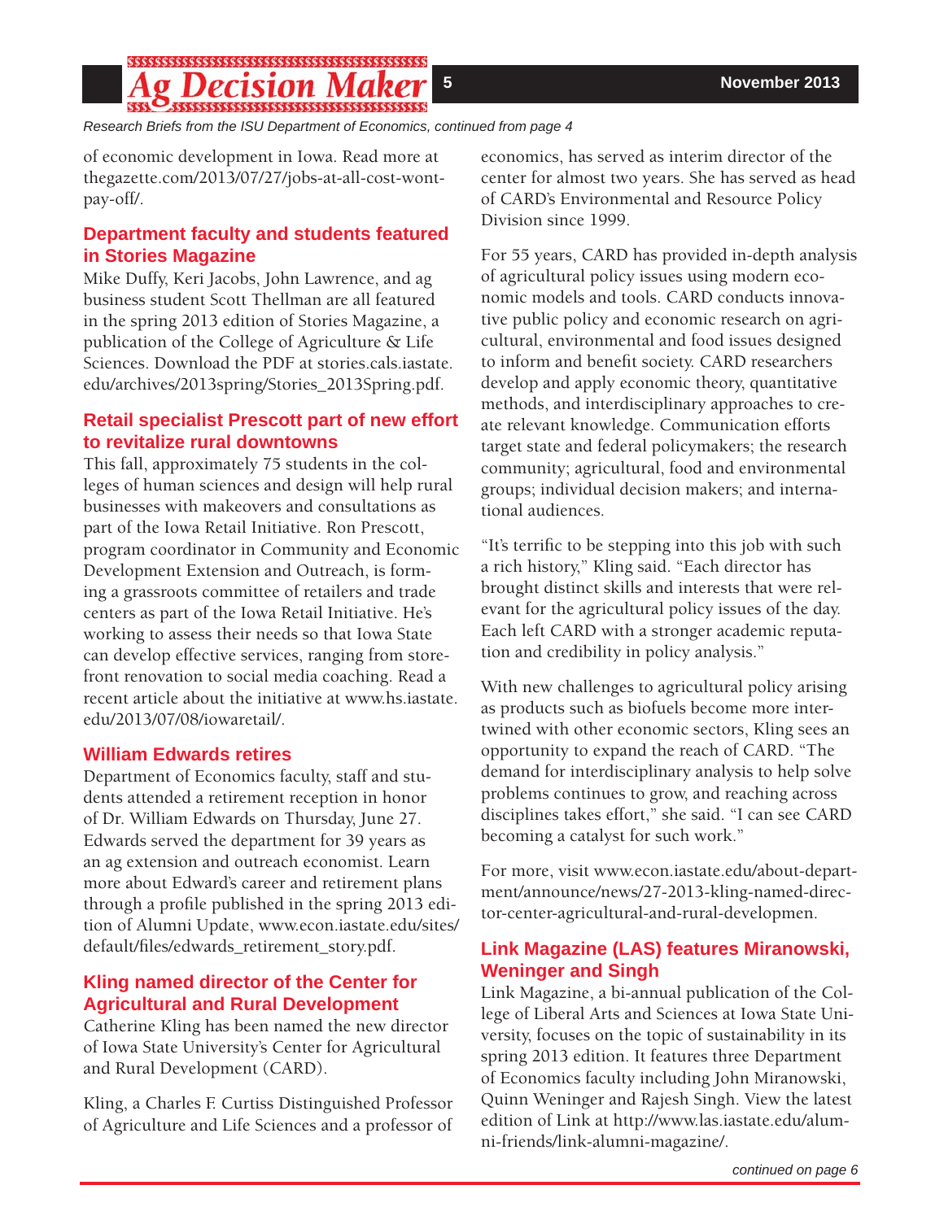*Research Briefs from the ISU Department of Economics, continued from page 4*

of economic development in Iowa. Read more at thegazette.com/2013/07/27/jobs-at-all-cost-wont-pay-off/.

### Department faculty and students featured in Stories Magazine

Mike Duffy, Keri Jacobs, John Lawrence, and ag business student Scott Thellman are all featured in the spring 2013 edition of Stories Magazine, a publication of the College of Agriculture & Life Sciences. Download the PDF at stories.cals.iastate.edu/archives/2013spring/Stories_2013Spring.pdf.

### Retail specialist Prescott part of new effort to revitalize rural downtowns

This fall, approximately 75 students in the colleges of human sciences and design will help rural businesses with makeovers and consultations as part of the Iowa Retail Initiative. Ron Prescott, program coordinator in Community and Economic Development Extension and Outreach, is forming a grassroots committee of retailers and trade centers as part of the Iowa Retail Initiative. He's working to assess their needs so that Iowa State can develop effective services, ranging from storefront renovation to social media coaching. Read a recent article about the initiative at www.hs.iastate.edu/2013/07/08/iowaretail/.

### William Edwards retires

Department of Economics faculty, staff and students attended a retirement reception in honor of Dr. William Edwards on Thursday, June 27. Edwards served the department for 39 years as an ag extension and outreach economist. Learn more about Edward's career and retirement plans through a profile published in the spring 2013 edition of Alumni Update, www.econ.iastate.edu/sites/default/files/edwards_retirement_story.pdf.

### Kling named director of the Center for Agricultural and Rural Development

Catherine Kling has been named the new director of Iowa State University's Center for Agricultural and Rural Development (CARD).

Kling, a Charles F. Curtiss Distinguished Professor of Agriculture and Life Sciences and a professor of economics, has served as interim director of the center for almost two years. She has served as head of CARD's Environmental and Resource Policy Division since 1999.

For 55 years, CARD has provided in-depth analysis of agricultural policy issues using modern economic models and tools. CARD conducts innovative public policy and economic research on agricultural, environmental and food issues designed to inform and benefit society. CARD researchers develop and apply economic theory, quantitative methods, and interdisciplinary approaches to create relevant knowledge. Communication efforts target state and federal policymakers; the research community; agricultural, food and environmental groups; individual decision makers; and international audiences.

"It's terrific to be stepping into this job with such a rich history," Kling said. "Each director has brought distinct skills and interests that were relevant for the agricultural policy issues of the day. Each left CARD with a stronger academic reputation and credibility in policy analysis."

With new challenges to agricultural policy arising as products such as biofuels become more intertwined with other economic sectors, Kling sees an opportunity to expand the reach of CARD. "The demand for interdisciplinary analysis to help solve problems continues to grow, and reaching across disciplines takes effort," she said. "I can see CARD becoming a catalyst for such work."

For more, visit www.econ.iastate.edu/about-department/announce/news/27-2013-kling-named-director-center-agricultural-and-rural-developmen.

### Link Magazine (LAS) features Miranowski, Weninger and Singh

Link Magazine, a bi-annual publication of the College of Liberal Arts and Sciences at Iowa State University, focuses on the topic of sustainability in its spring 2013 edition. It features three Department of Economics faculty including John Miranowski, Quinn Weninger and Rajesh Singh. View the latest edition of Link at http://www.las.iastate.edu/alumni-friends/link-alumni-magazine/.

*continued on page 6*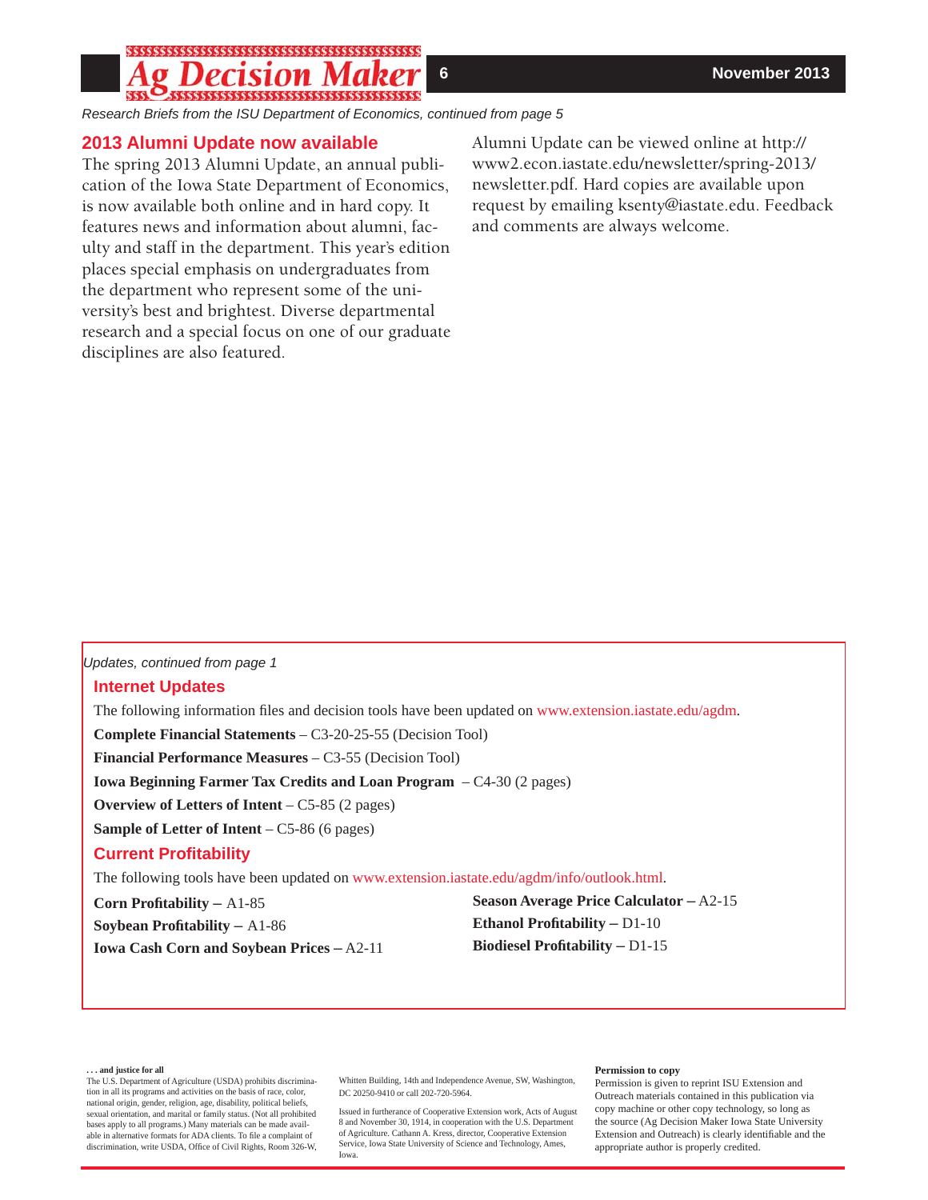*Research Briefs from the ISU Department of Economics, continued from page 5*

## 2013 Alumni Update now available

The spring 2013 Alumni Update, an annual publication of the Iowa State Department of Economics, is now available both online and in hard copy. It features news and information about alumni, faculty and staff in the department. This year's edition places special emphasis on undergraduates from the department who represent some of the university's best and brightest. Diverse departmental research and a special focus on one of our graduate disciplines are also featured.

Alumni Update can be viewed online at http://www2.econ.iastate.edu/newsletter/spring-2013/newsletter.pdf. Hard copies are available upon request by emailing ksenty@iastate.edu. Feedback and comments are always welcome.

*Updates, continued from page 1*

## Internet Updates

The following information files and decision tools have been updated on www.extension.iastate.edu/agdm.

**Complete Financial Statements** – C3-20-25-55 (Decision Tool)

**Financial Performance Measures** – C3-55 (Decision Tool)

**Iowa Beginning Farmer Tax Credits and Loan Program** – C4-30 (2 pages)

**Overview of Letters of Intent** – C5-85 (2 pages)

**Sample of Letter of Intent** – C5-86 (6 pages)

## Current Profitability

The following tools have been updated on www.extension.iastate.edu/agdm/info/outlook.html.

**Corn Profitability –** A1-85

**Soybean Profitability –** A1-86

**Iowa Cash Corn and Soybean Prices –** A2-11

**Season Average Price Calculator –** A2-15

**Ethanol Profitability –** D1-10

**Biodiesel Profitability –** D1-15

**. . . and justice for all**
The U.S. Department of Agriculture (USDA) prohibits discrimination in all its programs and activities on the basis of race, color, national origin, gender, religion, age, disability, political beliefs, sexual orientation, and marital or family status. (Not all prohibited bases apply to all programs.) Many materials can be made available in alternative formats for ADA clients. To file a complaint of discrimination, write USDA, Office of Civil Rights, Room 326-W, Whitten Building, 14th and Independence Avenue, SW, Washington, DC 20250-9410 or call 202-720-5964.

Issued in furtherance of Cooperative Extension work, Acts of August 8 and November 30, 1914, in cooperation with the U.S. Department of Agriculture. Cathann A. Kress, director, Cooperative Extension Service, Iowa State University of Science and Technology, Ames, Iowa.

**Permission to copy**
Permission is given to reprint ISU Extension and Outreach materials contained in this publication via copy machine or other copy technology, so long as the source (Ag Decision Maker Iowa State University Extension and Outreach) is clearly identifiable and the appropriate author is properly credited.